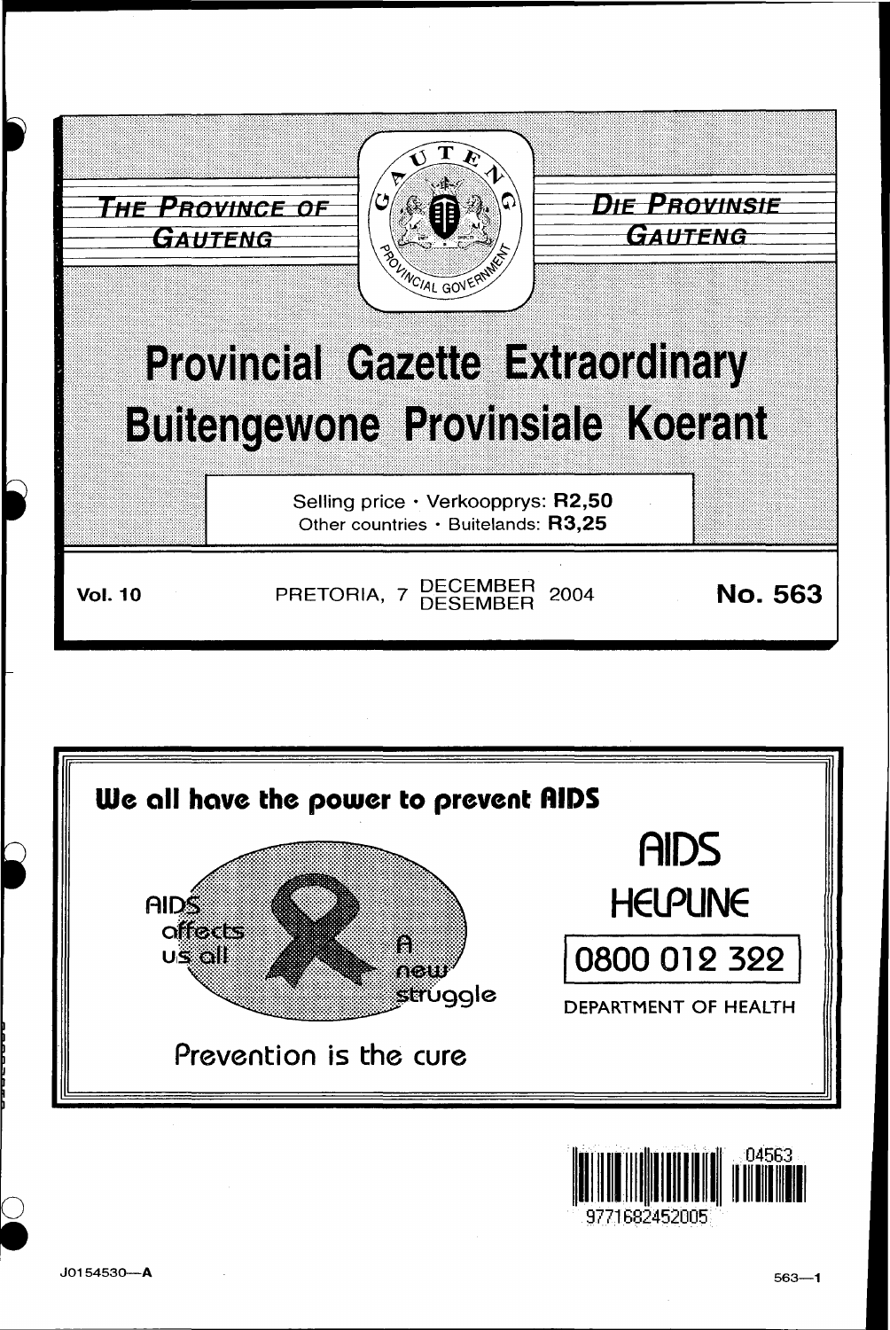**THE PROVINCE OF GAUTENG** | **DIE PROVINSIE GAUTENG**

# Provincial Gazette Extraordinary
# Buitengewone Provinsiale Koerant

Selling price · Verkoopprys: **R2,50**
Other countries · Buitelands: **R3,25**

**Vol. 10** PRETORIA, 7 DECEMBER DESEMBER 2004 **No. 563**

**We all have the power to prevent AIDS**

AIDS affects us all

A new struggle

Prevention is the cure

AIDS HELPLINE

0800 012 322

DEPARTMENT OF HEALTH

J0154530—A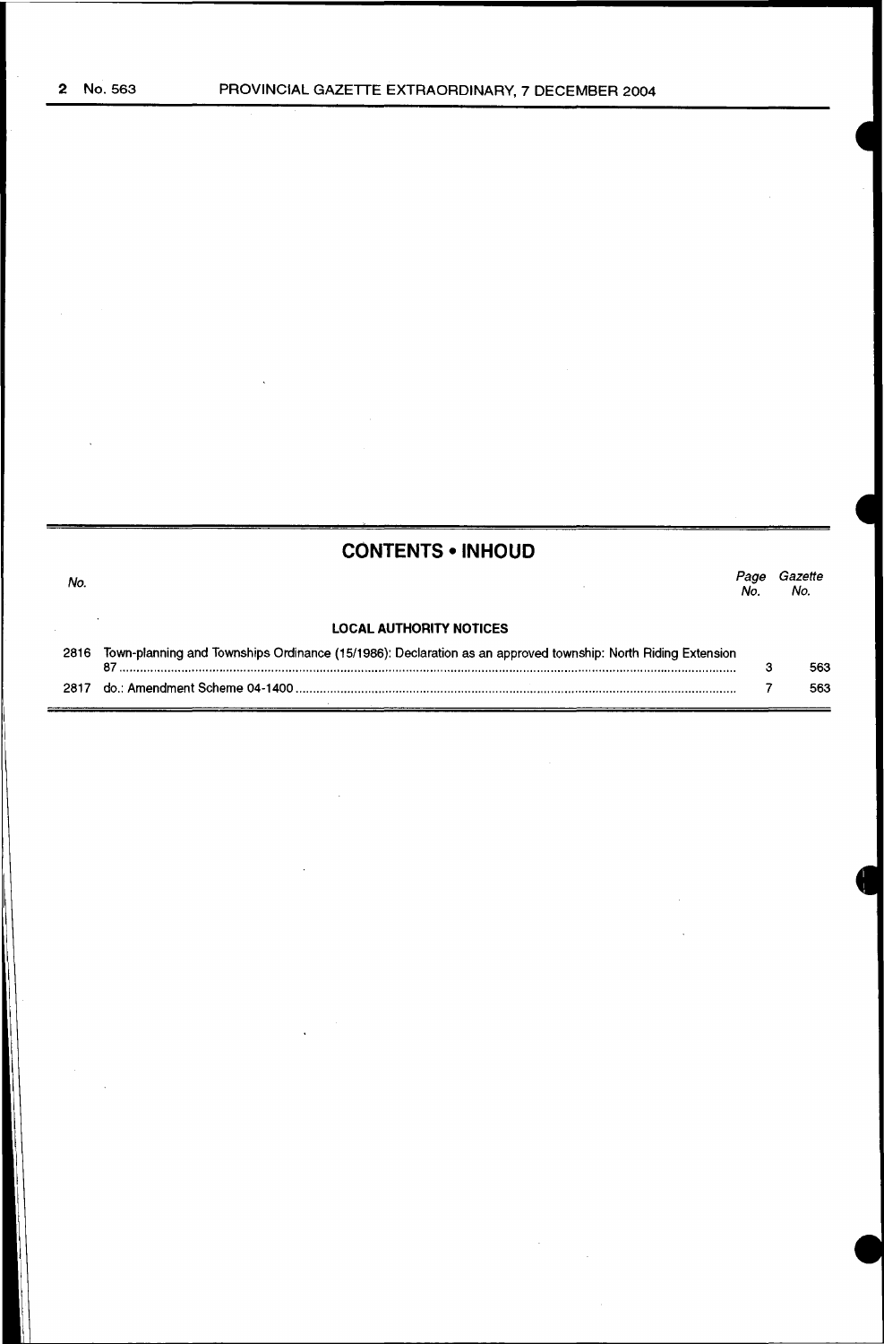## CONTENTS • INHOUD

| No. | | Page No. | Gazette No. |
|---|---|---|---|
| | **LOCAL AUTHORITY NOTICES** | | |
| 2816 | Town-planning and Townships Ordinance (15/1986): Declaration as an approved township: North Riding Extension 87 | 3 | 563 |
| 2817 | do.: Amendment Scheme 04-1400 | 7 | 563 |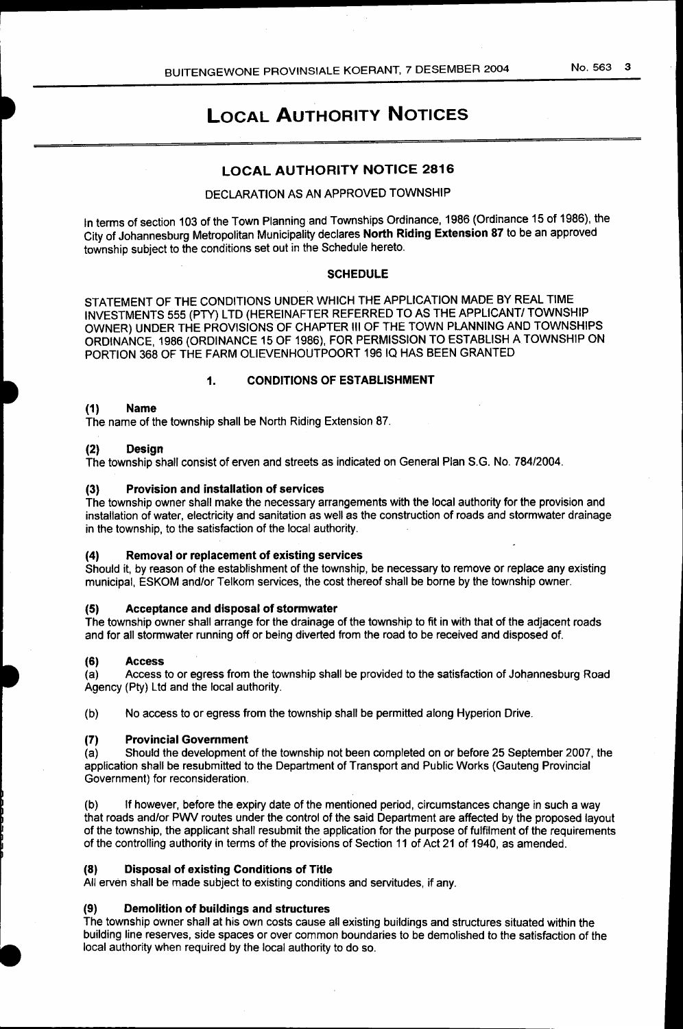# LOCAL AUTHORITY NOTICES

## LOCAL AUTHORITY NOTICE 2816

### DECLARATION AS AN APPROVED TOWNSHIP

In terms of section 103 of the Town Planning and Townships Ordinance, 1986 (Ordinance 15 of 1986), the City of Johannesburg Metropolitan Municipality declares **North Riding Extension 87** to be an approved township subject to the conditions set out in the Schedule hereto.

### SCHEDULE

STATEMENT OF THE CONDITIONS UNDER WHICH THE APPLICATION MADE BY REAL TIME INVESTMENTS 555 (PTY) LTD (HEREINAFTER REFERRED TO AS THE APPLICANT/ TOWNSHIP OWNER) UNDER THE PROVISIONS OF CHAPTER III OF THE TOWN PLANNING AND TOWNSHIPS ORDINANCE, 1986 (ORDINANCE 15 OF 1986), FOR PERMISSION TO ESTABLISH A TOWNSHIP ON PORTION 368 OF THE FARM OLIEVENHOUTPOORT 196 IQ HAS BEEN GRANTED

#### 1. CONDITIONS OF ESTABLISHMENT

**(1) Name**
The name of the township shall be North Riding Extension 87.

**(2) Design**
The township shall consist of erven and streets as indicated on General Plan S.G. No. 784/2004.

**(3) Provision and installation of services**
The township owner shall make the necessary arrangements with the local authority for the provision and installation of water, electricity and sanitation as well as the construction of roads and stormwater drainage in the township, to the satisfaction of the local authority.

**(4) Removal or replacement of existing services**
Should it, by reason of the establishment of the township, be necessary to remove or replace any existing municipal, ESKOM and/or Telkom services, the cost thereof shall be borne by the township owner.

**(5) Acceptance and disposal of stormwater**
The township owner shall arrange for the drainage of the township to fit in with that of the adjacent roads and for all stormwater running off or being diverted from the road to be received and disposed of.

**(6) Access**
(a) Access to or egress from the township shall be provided to the satisfaction of Johannesburg Road Agency (Pty) Ltd and the local authority.

(b) No access to or egress from the township shall be permitted along Hyperion Drive.

**(7) Provincial Government**
(a) Should the development of the township not been completed on or before 25 September 2007, the application shall be resubmitted to the Department of Transport and Public Works (Gauteng Provincial Government) for reconsideration.

(b) If however, before the expiry date of the mentioned period, circumstances change in such a way that roads and/or PWV routes under the control of the said Department are affected by the proposed layout of the township, the applicant shall resubmit the application for the purpose of fulfilment of the requirements of the controlling authority in terms of the provisions of Section 11 of Act 21 of 1940, as amended.

**(8) Disposal of existing Conditions of Title**
All erven shall be made subject to existing conditions and servitudes, if any.

**(9) Demolition of buildings and structures**
The township owner shall at his own costs cause all existing buildings and structures situated within the building line reserves, side spaces or over common boundaries to be demolished to the satisfaction of the local authority when required by the local authority to do so.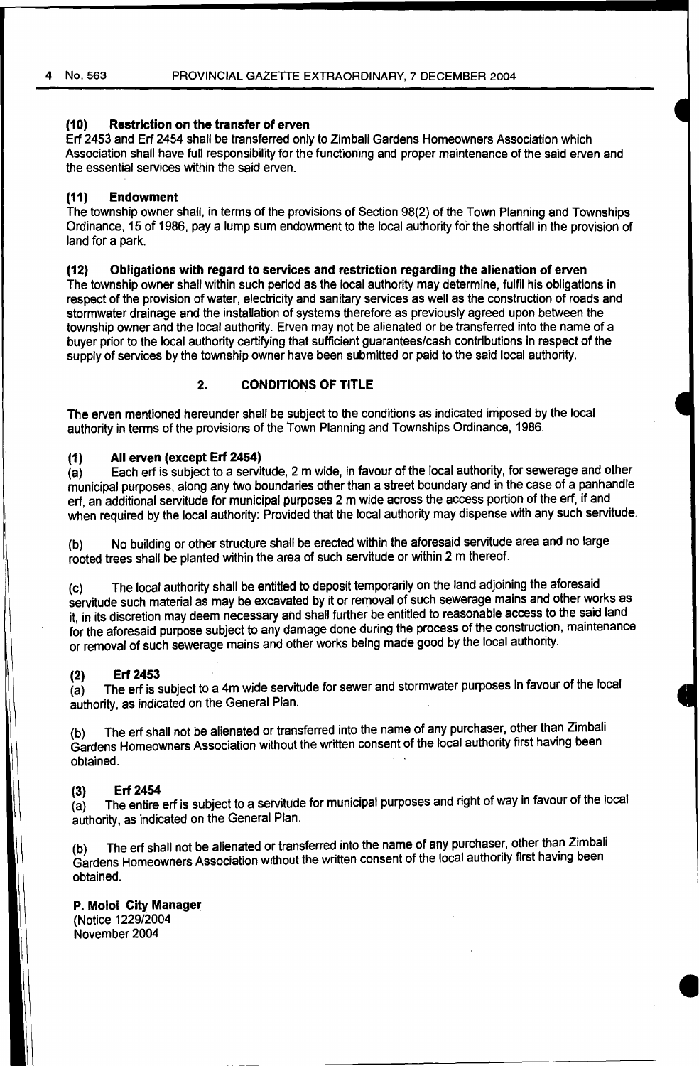#### (10) Restriction on the transfer of erven

Erf 2453 and Erf 2454 shall be transferred only to Zimbali Gardens Homeowners Association which Association shall have full responsibility for the functioning and proper maintenance of the said erven and the essential services within the said erven.

#### (11) Endowment

The township owner shall, in terms of the provisions of Section 98(2) of the Town Planning and Townships Ordinance, 15 of 1986, pay a lump sum endowment to the local authority for the shortfall in the provision of land for a park.

#### (12) Obligations with regard to services and restriction regarding the alienation of erven

The township owner shall within such period as the local authority may determine, fulfil his obligations in respect of the provision of water, electricity and sanitary services as well as the construction of roads and stormwater drainage and the installation of systems therefore as previously agreed upon between the township owner and the local authority. Erven may not be alienated or be transferred into the name of a buyer prior to the local authority certifying that sufficient guarantees/cash contributions in respect of the supply of services by the township owner have been submitted or paid to the said local authority.

## 2. CONDITIONS OF TITLE

The erven mentioned hereunder shall be subject to the conditions as indicated imposed by the local authority in terms of the provisions of the Town Planning and Townships Ordinance, 1986.

#### (1) All erven (except Erf 2454)

(a) Each erf is subject to a servitude, 2 m wide, in favour of the local authority, for sewerage and other municipal purposes, along any two boundaries other than a street boundary and in the case of a panhandle erf, an additional servitude for municipal purposes 2 m wide across the access portion of the erf, if and when required by the local authority: Provided that the local authority may dispense with any such servitude.

(b) No building or other structure shall be erected within the aforesaid servitude area and no large rooted trees shall be planted within the area of such servitude or within 2 m thereof.

(c) The local authority shall be entitled to deposit temporarily on the land adjoining the aforesaid servitude such material as may be excavated by it or removal of such sewerage mains and other works as it, in its discretion may deem necessary and shall further be entitled to reasonable access to the said land for the aforesaid purpose subject to any damage done during the process of the construction, maintenance or removal of such sewerage mains and other works being made good by the local authority.

#### (2) Erf 2453

(a) The erf is subject to a 4m wide servitude for sewer and stormwater purposes in favour of the local authority, as indicated on the General Plan.

(b) The erf shall not be alienated or transferred into the name of any purchaser, other than Zimbali Gardens Homeowners Association without the written consent of the local authority first having been obtained.

#### (3) Erf 2454

(a) The entire erf is subject to a servitude for municipal purposes and right of way in favour of the local authority, as indicated on the General Plan.

(b) The erf shall not be alienated or transferred into the name of any purchaser, other than Zimbali Gardens Homeowners Association without the written consent of the local authority first having been obtained.

**P. Moloi City Manager**
(Notice 1229/2004
November 2004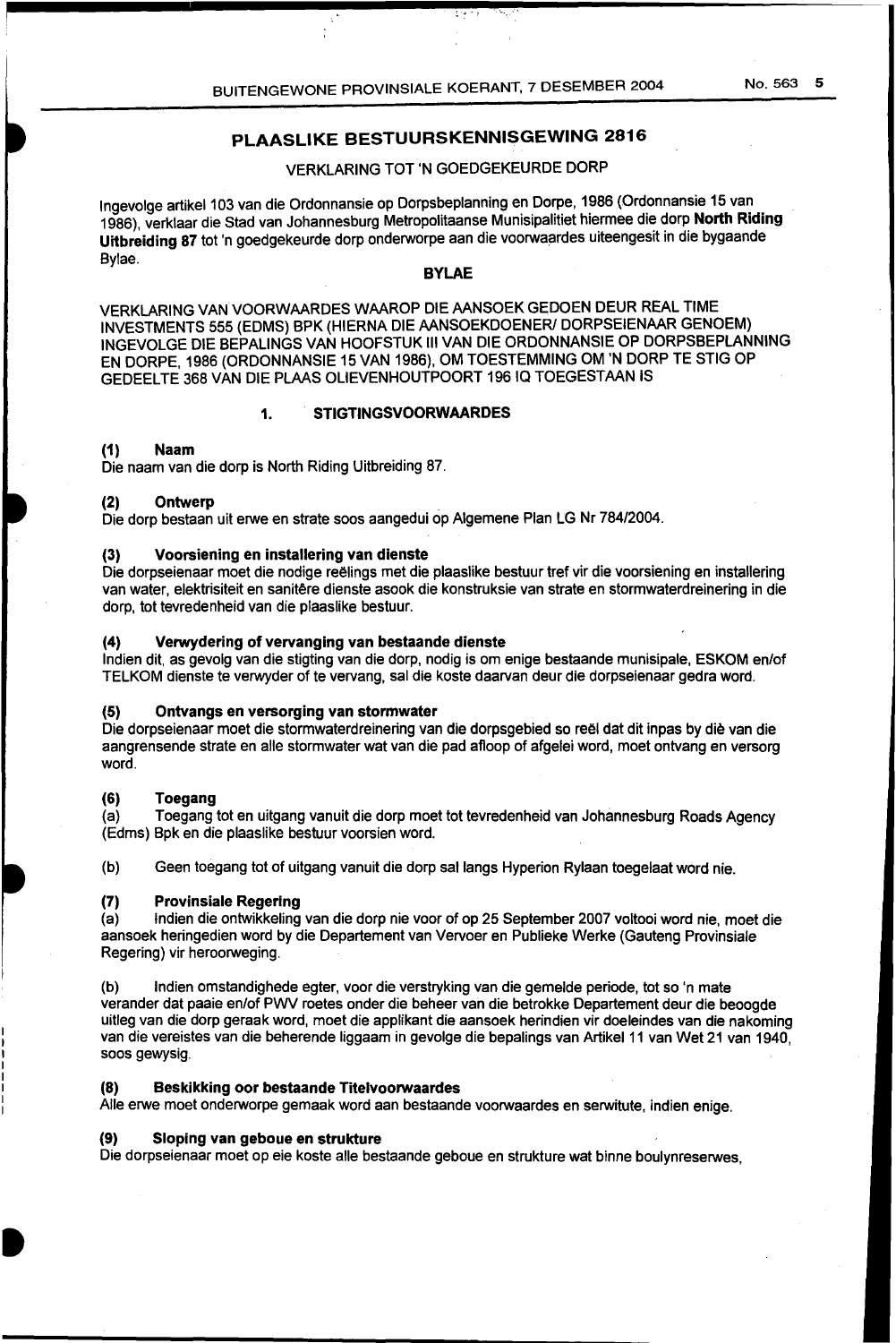## PLAASLIKE BESTUURSKENNISGEWING 2816

VERKLARING TOT 'N GOEDGEKEURDE DORP

Ingevolge artikel 103 van die Ordonnansie op Dorpsbeplanning en Dorpe, 1986 (Ordonnansie 15 van 1986), verklaar die Stad van Johannesburg Metropolitaanse Munisipaliteit hiermee die dorp **North Riding Uitbreiding 87** tot 'n goedgekeurde dorp onderworpe aan die voorwaardes uiteengesit in die bygaande Bylae.

**BYLAE**

VERKLARING VAN VOORWAARDES WAAROP DIE AANSOEK GEDOEN DEUR REAL TIME INVESTMENTS 555 (EDMS) BPK (HIERNA DIE AANSOEKDOENER/ DORPSEIENAAR GENOEM) INGEVOLGE DIE BEPALINGS VAN HOOFSTUK III VAN DIE ORDONNANSIE OP DORPSBEPLANNING EN DORPE, 1986 (ORDONNANSIE 15 VAN 1986), OM TOESTEMMING OM 'N DORP TE STIG OP GEDEELTE 368 VAN DIE PLAAS OLIEVENHOUTPOORT 196 IQ TOEGESTAAN IS

### 1. STIGTINGSVOORWAARDES

**(1) Naam**

Die naam van die dorp is North Riding Uitbreiding 87.

**(2) Ontwerp**

Die dorp bestaan uit erwe en strate soos aangedui op Algemene Plan LG Nr 784/2004.

**(3) Voorsiening en installering van dienste**

Die dorpseienaar moet die nodige reëlings met die plaaslike bestuur tref vir die voorsiening en installering van water, elektrisiteit en sanitêre dienste asook die konstruksie van strate en stormwaterdreinering in die dorp, tot tevredenheid van die plaaslike bestuur.

**(4) Verwydering of vervanging van bestaande dienste**

Indien dit, as gevolg van die stigting van die dorp, nodig is om enige bestaande munisipale, ESKOM en/of TELKOM dienste te verwyder of te vervang, sal die koste daarvan deur die dorpseienaar gedra word.

**(5) Ontvangs en versorging van stormwater**

Die dorpseienaar moet die stormwaterdreinering van die dorpsgebied so reël dat dit inpas by diè van die aangrensende strate en alle stormwater wat van die pad afloop of afgelei word, moet ontvang en versorg word.

**(6) Toegang**

(a) Toegang tot en uitgang vanuit die dorp moet tot tevredenheid van Johannesburg Roads Agency (Edms) Bpk en die plaaslike bestuur voorsien word.

(b) Geen toegang tot of uitgang vanuit die dorp sal langs Hyperion Rylaan toegelaat word nie.

**(7) Provinsiale Regering**

(a) Indien die ontwikkeling van die dorp nie voor of op 25 September 2007 voltooi word nie, moet die aansoek heringedien word by die Departement van Vervoer en Publieke Werke (Gauteng Provinsiale Regering) vir heroorweging.

(b) Indien omstandighede egter, voor die verstryking van die gemelde periode, tot so 'n mate verander dat paaie en/of PWV roetes onder die beheer van die betrokke Departement deur die beoogde uitleg van die dorp geraak word, moet die applikant die aansoek herindien vir doeleindes van die nakoming van die vereistes van die beherende liggaam in gevolge die bepalings van Artikel 11 van Wet 21 van 1940, soos gewysig.

**(8) Beskikking oor bestaande Titelvoorwaardes**

Alle erwe moet onderworpe gemaak word aan bestaande voorwaardes en serwitute, indien enige.

**(9) Sloping van geboue en strukture**

Die dorpseienaar moet op eie koste alle bestaande geboue en strukture wat binne boulynreserwes,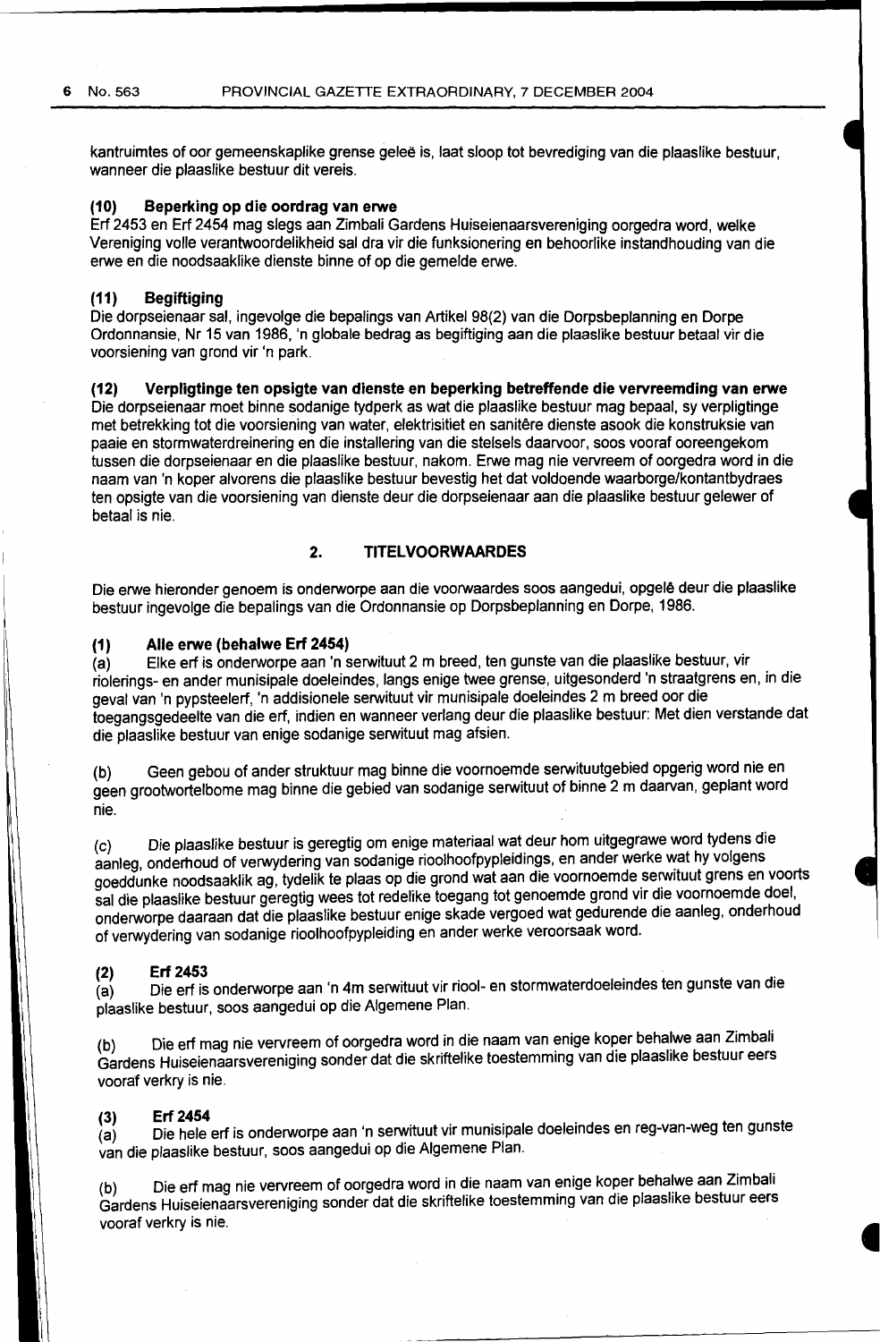kantruimtes of oor gemeenskaplike grense geleë is, laat sloop tot bevrediging van die plaaslike bestuur, wanneer die plaaslike bestuur dit vereis.

**(10) Beperking op die oordrag van erwe**

Erf 2453 en Erf 2454 mag slegs aan Zimbali Gardens Huiseienaarsvereniging oorgedra word, welke Vereniging volle verantwoordelikheid sal dra vir die funksionering en behoorlike instandhouding van die erwe en die noodsaaklike dienste binne of op die gemelde erwe.

**(11) Begiftiging**

Die dorpseienaar sal, ingevolge die bepalings van Artikel 98(2) van die Dorpsbeplanning en Dorpe Ordonnansie, Nr 15 van 1986, 'n globale bedrag as begiftiging aan die plaaslike bestuur betaal vir die voorsiening van grond vir 'n park.

**(12) Verpligtinge ten opsigte van dienste en beperking betreffende die vervreemding van erwe**

Die dorpseienaar moet binne sodanige tydperk as wat die plaaslike bestuur mag bepaal, sy verpligtinge met betrekking tot die voorsiening van water, elektrisitiet en sanitêre dienste asook die konstruksie van paaie en stormwaterdreinering en die installering van die stelsels daarvoor, soos vooraf ooreengekom tussen die dorpseienaar en die plaaslike bestuur, nakom. Erwe mag nie vervreem of oorgedra word in die naam van 'n koper alvorens die plaaslike bestuur bevestig het dat voldoende waarborge/kontantbydraes ten opsigte van die voorsiening van dienste deur die dorpseienaar aan die plaaslike bestuur gelewer of betaal is nie.

## 2. TITELVOORWAARDES

Die erwe hieronder genoem is onderworpe aan die voorwaardes soos aangedui, opgelê deur die plaaslike bestuur ingevolge die bepalings van die Ordonnansie op Dorpsbeplanning en Dorpe, 1986.

**(1) Alle erwe (behalwe Erf 2454)**

(a) Elke erf is onderworpe aan 'n serwituut 2 m breed, ten gunste van die plaaslike bestuur, vir riolerings- en ander munisipale doeleindes, langs enige twee grense, uitgesonderd 'n straatgrens en, in die geval van 'n pypsteelerf, 'n addisionele serwituut vir munisipale doeleindes 2 m breed oor die toegangsgedeelte van die erf, indien en wanneer verlang deur die plaaslike bestuur: Met dien verstande dat die plaaslike bestuur van enige sodanige serwituut mag afsien.

(b) Geen gebou of ander struktuur mag binne die voornoemde serwituutgebied opgerig word nie en geen grootwortelbome mag binne die gebied van sodanige serwituut of binne 2 m daarvan, geplant word nie.

(c) Die plaaslike bestuur is geregtig om enige materiaal wat deur hom uitgegrawe word tydens die aanleg, onderhoud of verwydering van sodanige rioolhoofpypleidings, en ander werke wat hy volgens goeddunke noodsaaklik ag, tydelik te plaas op die grond wat aan die voornoemde serwituut grens en voorts sal die plaaslike bestuur geregtig wees tot redelike toegang tot genoemde grond vir die voornoemde doel, onderworpe daaraan dat die plaaslike bestuur enige skade vergoed wat gedurende die aanleg, onderhoud of verwydering van sodanige rioolhoofpypleiding en ander werke veroorsaak word.

**(2) Erf 2453**

(a) Die erf is onderworpe aan 'n 4m serwituut vir riool- en stormwaterdoeleindes ten gunste van die plaaslike bestuur, soos aangedui op die Algemene Plan.

(b) Die erf mag nie vervreem of oorgedra word in die naam van enige koper behalwe aan Zimbali Gardens Huiseienaarsvereniging sonder dat die skriftelike toestemming van die plaaslike bestuur eers vooraf verkry is nie.

**(3) Erf 2454**

(a) Die hele erf is onderworpe aan 'n serwituut vir munisipale doeleindes en reg-van-weg ten gunste van die plaaslike bestuur, soos aangedui op die Algemene Plan.

(b) Die erf mag nie vervreem of oorgedra word in die naam van enige koper behalwe aan Zimbali Gardens Huiseienaarsvereniging sonder dat die skriftelike toestemming van die plaaslike bestuur eers vooraf verkry is nie.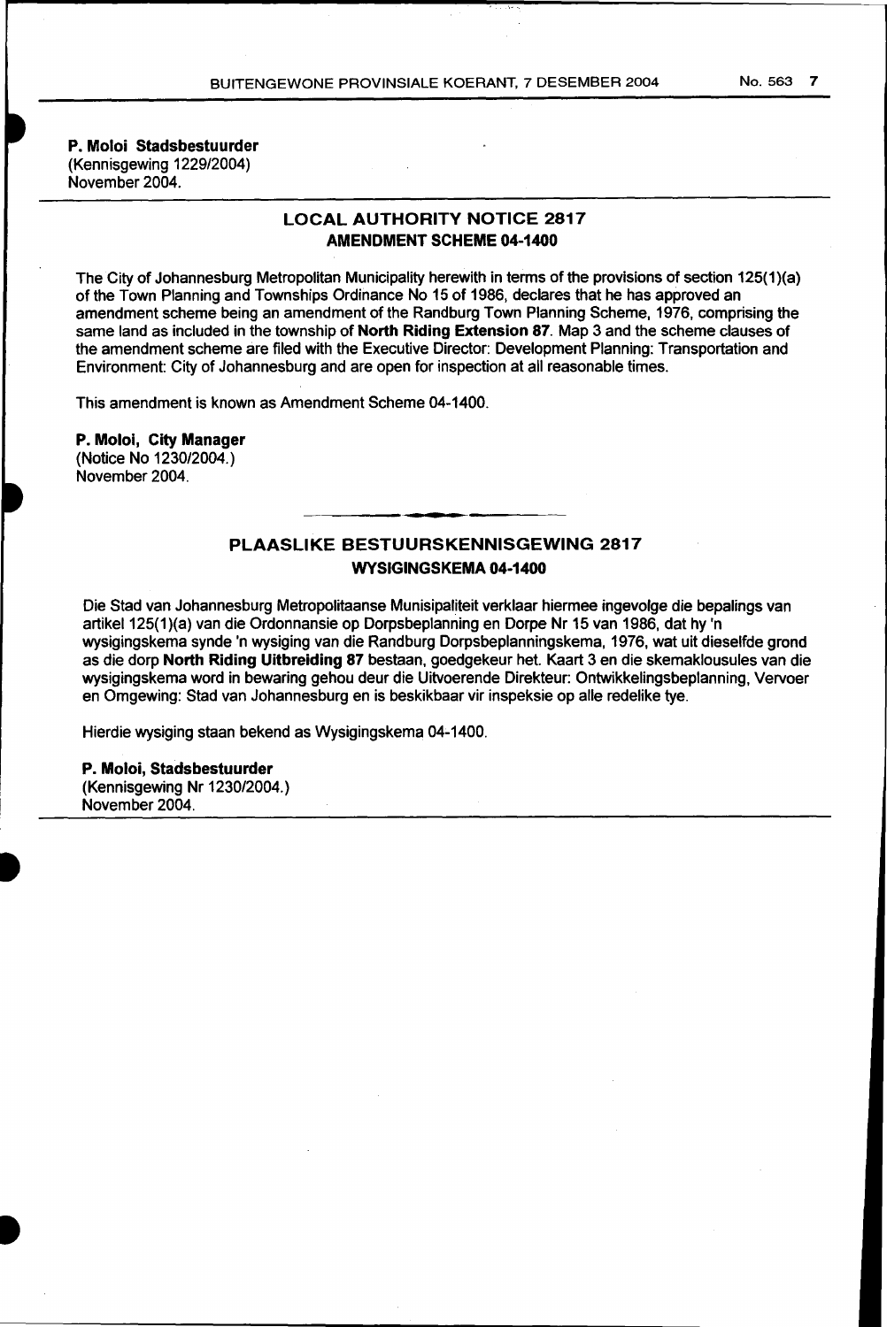**P. Moloi Stadsbestuurder**
(Kennisgewing 1229/2004)
November 2004.

## LOCAL AUTHORITY NOTICE 2817

### AMENDMENT SCHEME 04-1400

The City of Johannesburg Metropolitan Municipality herewith in terms of the provisions of section 125(1)(a) of the Town Planning and Townships Ordinance No 15 of 1986, declares that he has approved an amendment scheme being an amendment of the Randburg Town Planning Scheme, 1976, comprising the same land as included in the township of **North Riding Extension 87**. Map 3 and the scheme clauses of the amendment scheme are filed with the Executive Director: Development Planning: Transportation and Environment: City of Johannesburg and are open for inspection at all reasonable times.

This amendment is known as Amendment Scheme 04-1400.

**P. Moloi, City Manager**
(Notice No 1230/2004.)
November 2004.

## PLAASLIKE BESTUURSKENNISGEWING 2817

### WYSIGINGSKEMA 04-1400

Die Stad van Johannesburg Metropolitaanse Munisipaliteit verklaar hiermee ingevolge die bepalings van artikel 125(1)(a) van die Ordonnansie op Dorpsbeplanning en Dorpe Nr 15 van 1986, dat hy 'n wysigingskema synde 'n wysiging van die Randburg Dorpsbeplanningskema, 1976, wat uit dieselfde grond as die dorp **North Riding Uitbreiding 87** bestaan, goedgekeur het. Kaart 3 en die skemaklousules van die wysigingskema word in bewaring gehou deur die Uitvoerende Direkteur: Ontwikkelingsbeplanning, Vervoer en Omgewing: Stad van Johannesburg en is beskikbaar vir inspeksie op alle redelike tye.

Hierdie wysiging staan bekend as Wysigingskema 04-1400.

**P. Moloi, Stadsbestuurder**
(Kennisgewing Nr 1230/2004.)
November 2004.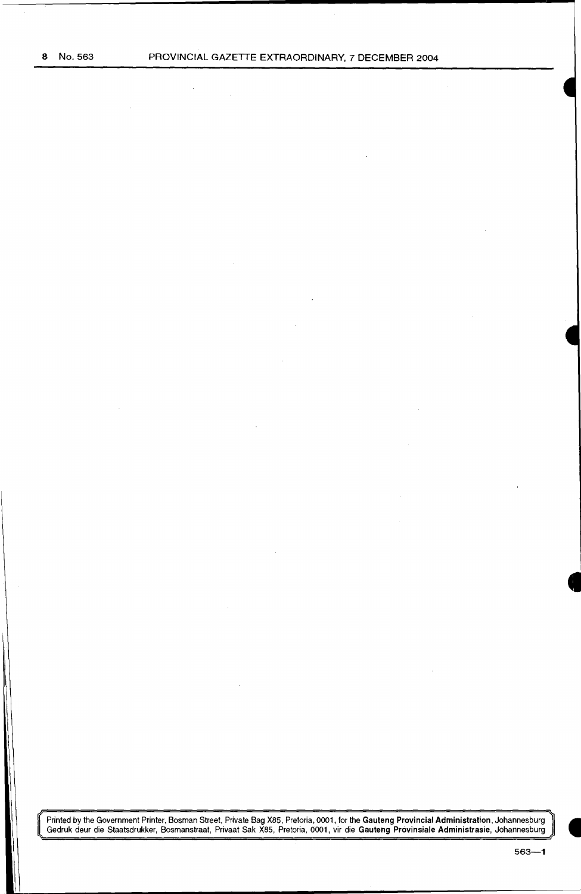Printed by the Government Printer, Bosman Street, Private Bag X85, Pretoria, 0001, for the **Gauteng Provincial Administration**, Johannesburg
Gedruk deur die Staatsdrukker, Bosmanstraat, Privaat Sak X85, Pretoria, 0001, vir die **Gauteng Provinsiale Administrasie**, Johannesburg

563—**1**